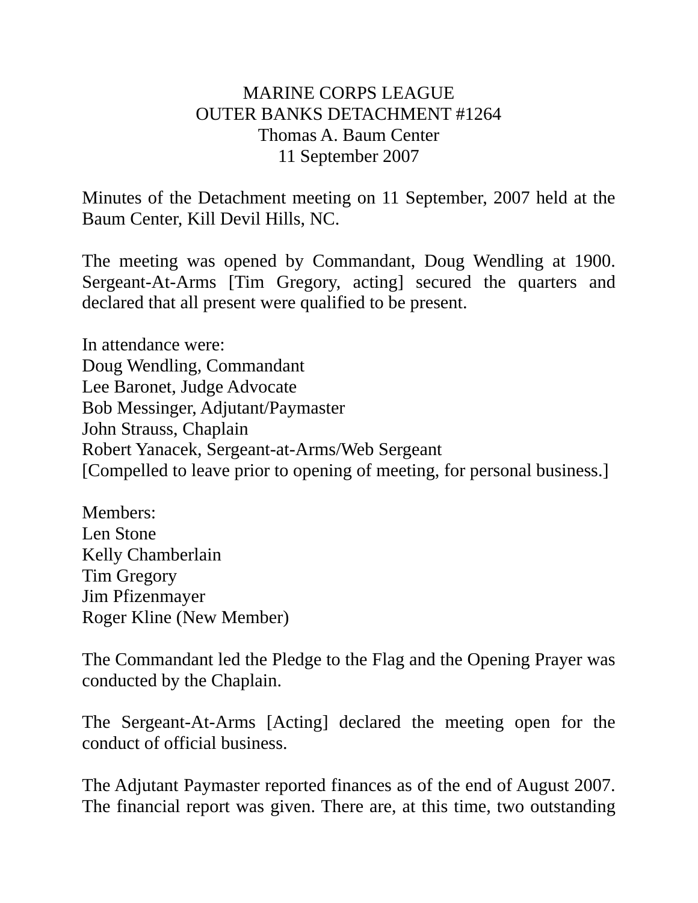MARINE CORPS LEAGUE
OUTER BANKS DETACHMENT #1264
Thomas A. Baum Center
11 September 2007

Minutes of the Detachment meeting on 11 September, 2007 held at the Baum Center, Kill Devil Hills, NC.

The meeting was opened by Commandant, Doug Wendling at 1900. Sergeant-At-Arms [Tim Gregory, acting] secured the quarters and declared that all present were qualified to be present.

In attendance were:
Doug Wendling, Commandant
Lee Baronet, Judge Advocate
Bob Messinger, Adjutant/Paymaster
John Strauss, Chaplain
Robert Yanacek, Sergeant-at-Arms/Web Sergeant
[Compelled to leave prior to opening of meeting, for personal business.]

Members:
Len Stone
Kelly Chamberlain
Tim Gregory
Jim Pfizenmayer
Roger Kline (New Member)

The Commandant led the Pledge to the Flag and the Opening Prayer was conducted by the Chaplain.

The Sergeant-At-Arms [Acting] declared the meeting open for the conduct of official business.

The Adjutant Paymaster reported finances as of the end of August 2007. The financial report was given. There are, at this time, two outstanding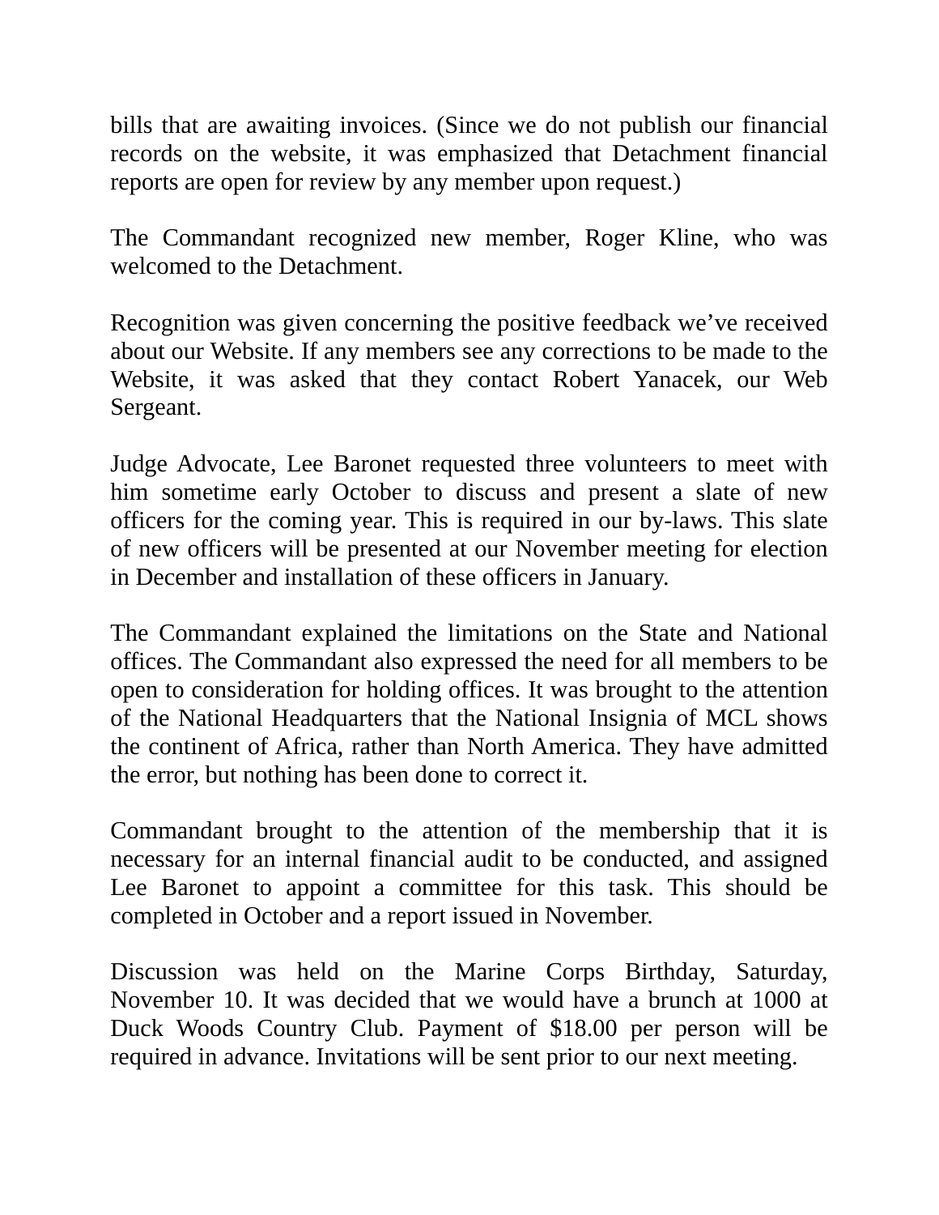bills that are awaiting invoices. (Since we do not publish our financial records on the website, it was emphasized that Detachment financial reports are open for review by any member upon request.)

The Commandant recognized new member, Roger Kline, who was welcomed to the Detachment.

Recognition was given concerning the positive feedback we've received about our Website. If any members see any corrections to be made to the Website, it was asked that they contact Robert Yanacek, our Web Sergeant.

Judge Advocate, Lee Baronet requested three volunteers to meet with him sometime early October to discuss and present a slate of new officers for the coming year. This is required in our by-laws. This slate of new officers will be presented at our November meeting for election in December and installation of these officers in January.

The Commandant explained the limitations on the State and National offices. The Commandant also expressed the need for all members to be open to consideration for holding offices. It was brought to the attention of the National Headquarters that the National Insignia of MCL shows the continent of Africa, rather than North America. They have admitted the error, but nothing has been done to correct it.

Commandant brought to the attention of the membership that it is necessary for an internal financial audit to be conducted, and assigned Lee Baronet to appoint a committee for this task. This should be completed in October and a report issued in November.

Discussion was held on the Marine Corps Birthday, Saturday, November 10. It was decided that we would have a brunch at 1000 at Duck Woods Country Club. Payment of $18.00 per person will be required in advance. Invitations will be sent prior to our next meeting.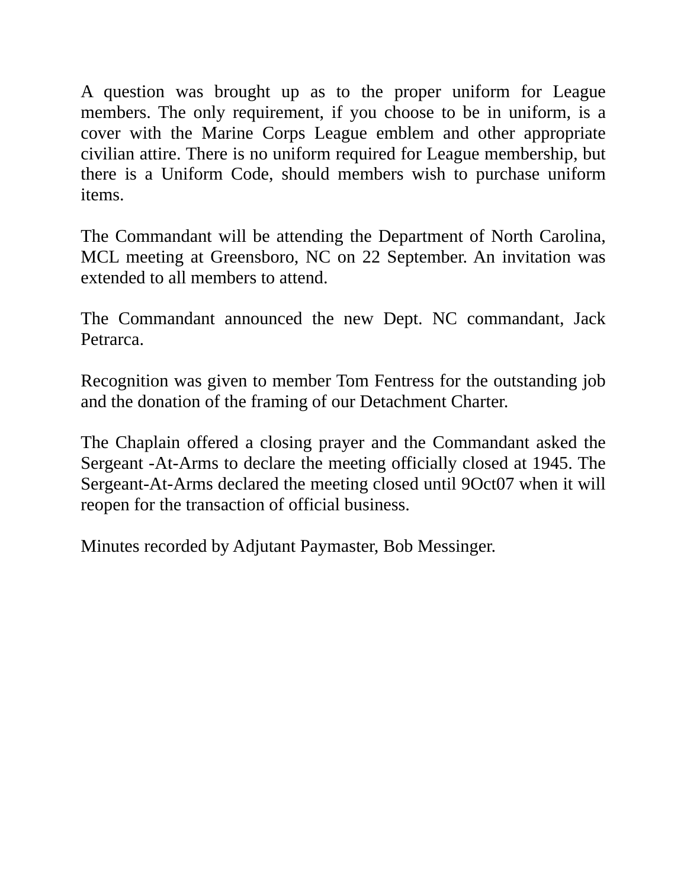A question was brought up as to the proper uniform for League members. The only requirement, if you choose to be in uniform, is a cover with the Marine Corps League emblem and other appropriate civilian attire. There is no uniform required for League membership, but there is a Uniform Code, should members wish to purchase uniform items.

The Commandant will be attending the Department of North Carolina, MCL meeting at Greensboro, NC on 22 September. An invitation was extended to all members to attend.

The Commandant announced the new Dept. NC commandant, Jack Petrarca.

Recognition was given to member Tom Fentress for the outstanding job and the donation of the framing of our Detachment Charter.

The Chaplain offered a closing prayer and the Commandant asked the Sergeant -At-Arms to declare the meeting officially closed at 1945. The Sergeant-At-Arms declared the meeting closed until 9Oct07 when it will reopen for the transaction of official business.

Minutes recorded by Adjutant Paymaster, Bob Messinger.